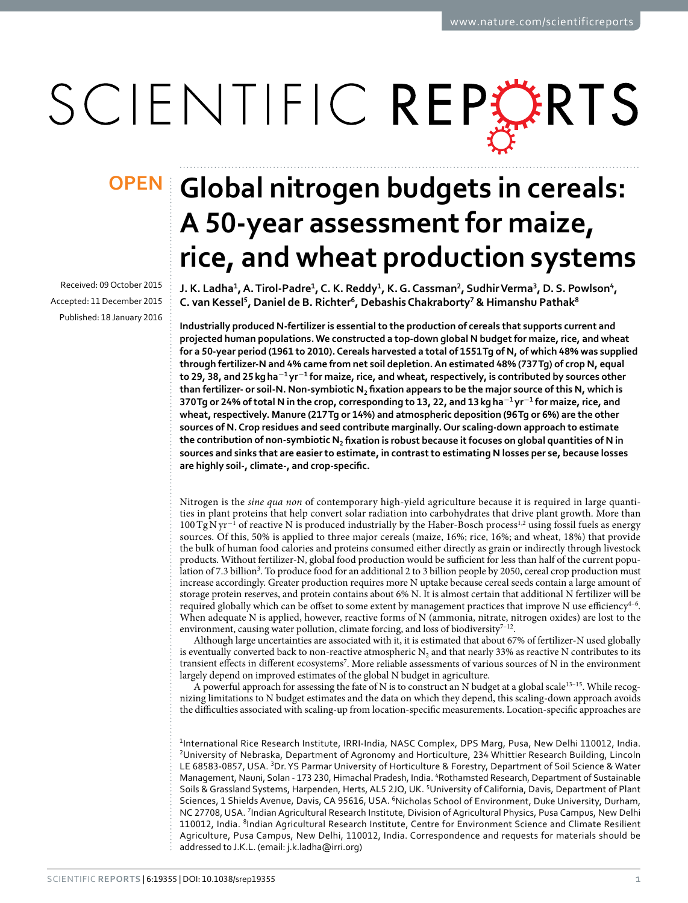OPEN

# Global nitrogen budgets in cereals: A 50-year assessment for maize, rice, and wheat production systems

Received: 09 October 2015
Accepted: 11 December 2015
Published: 18 January 2016

J. K. Ladha[1], A. Tirol-Padre[1], C. K. Reddy[1], K. G. Cassman[2], Sudhir Verma[3], D. S. Powlson[4], C. van Kessel[5], Daniel de B. Richter[6], Debashis Chakraborty[7] & Himanshu Pathak[8]

**Industrially produced N-fertilizer is essential to the production of cereals that supports current and projected human populations. We constructed a top-down global N budget for maize, rice, and wheat for a 50-year period (1961 to 2010). Cereals harvested a total of 1551 Tg of N, of which 48% was supplied through fertilizer-N and 4% came from net soil depletion. An estimated 48% (737 Tg) of crop N, equal to 29, 38, and 25 kg ha$^{-1}$ yr$^{-1}$ for maize, rice, and wheat, respectively, is contributed by sources other than fertilizer- or soil-N. Non-symbiotic $N_2$ fixation appears to be the major source of this N, which is 370 Tg or 24% of total N in the crop, corresponding to 13, 22, and 13 kg ha$^{-1}$ yr$^{-1}$ for maize, rice, and wheat, respectively. Manure (217 Tg or 14%) and atmospheric deposition (96 Tg or 6%) are the other sources of N. Crop residues and seed contribute marginally. Our scaling-down approach to estimate the contribution of non-symbiotic $N_2$ fixation is robust because it focuses on global quantities of N in sources and sinks that are easier to estimate, in contrast to estimating N losses per se, because losses are highly soil-, climate-, and crop-specific.**

Nitrogen is the *sine qua non* of contemporary high-yield agriculture because it is required in large quantities in plant proteins that help convert solar radiation into carbohydrates that drive plant growth. More than 100 Tg N yr$^{-1}$ of reactive N is produced industrially by the Haber-Bosch process[1,2] using fossil fuels as energy sources. Of this, 50% is applied to three major cereals (maize, 16%; rice, 16%; and wheat, 18%) that provide the bulk of human food calories and proteins consumed either directly as grain or indirectly through livestock products. Without fertilizer-N, global food production would be sufficient for less than half of the current population of 7.3 billion[3]. To produce food for an additional 2 to 3 billion people by 2050, cereal crop production must increase accordingly. Greater production requires more N uptake because cereal seeds contain a large amount of storage protein reserves, and protein contains about 6% N. It is almost certain that additional N fertilizer will be required globally which can be offset to some extent by management practices that improve N use efficiency[4–6]. When adequate N is applied, however, reactive forms of N (ammonia, nitrate, nitrogen oxides) are lost to the environment, causing water pollution, climate forcing, and loss of biodiversity[7–12].

Although large uncertainties are associated with it, it is estimated that about 67% of fertilizer-N used globally is eventually converted back to non-reactive atmospheric $N_2$ and that nearly 33% as reactive N contributes to its transient effects in different ecosystems[7]. More reliable assessments of various sources of N in the environment largely depend on improved estimates of the global N budget in agriculture.

A powerful approach for assessing the fate of N is to construct an N budget at a global scale[13–15]. While recognizing limitations to N budget estimates and the data on which they depend, this scaling-down approach avoids the difficulties associated with scaling-up from location-specific measurements. Location-specific approaches are

[1]International Rice Research Institute, IRRI-India, NASC Complex, DPS Marg, Pusa, New Delhi 110012, India. [2]University of Nebraska, Department of Agronomy and Horticulture, 234 Whittier Research Building, Lincoln LE 68583-0857, USA. [3]Dr. YS Parmar University of Horticulture & Forestry, Department of Soil Science & Water Management, Nauni, Solan - 173 230, Himachal Pradesh, India. [4]Rothamsted Research, Department of Sustainable Soils & Grassland Systems, Harpenden, Herts, AL5 2JQ, UK. [5]University of California, Davis, Department of Plant Sciences, 1 Shields Avenue, Davis, CA 95616, USA. [6]Nicholas School of Environment, Duke University, Durham, NC 27708, USA. [7]Indian Agricultural Research Institute, Division of Agricultural Physics, Pusa Campus, New Delhi 110012, India. [8]Indian Agricultural Research Institute, Centre for Environment Science and Climate Resilient Agriculture, Pusa Campus, New Delhi, 110012, India. Correspondence and requests for materials should be addressed to J.K.L. (email: j.k.ladha@irri.org)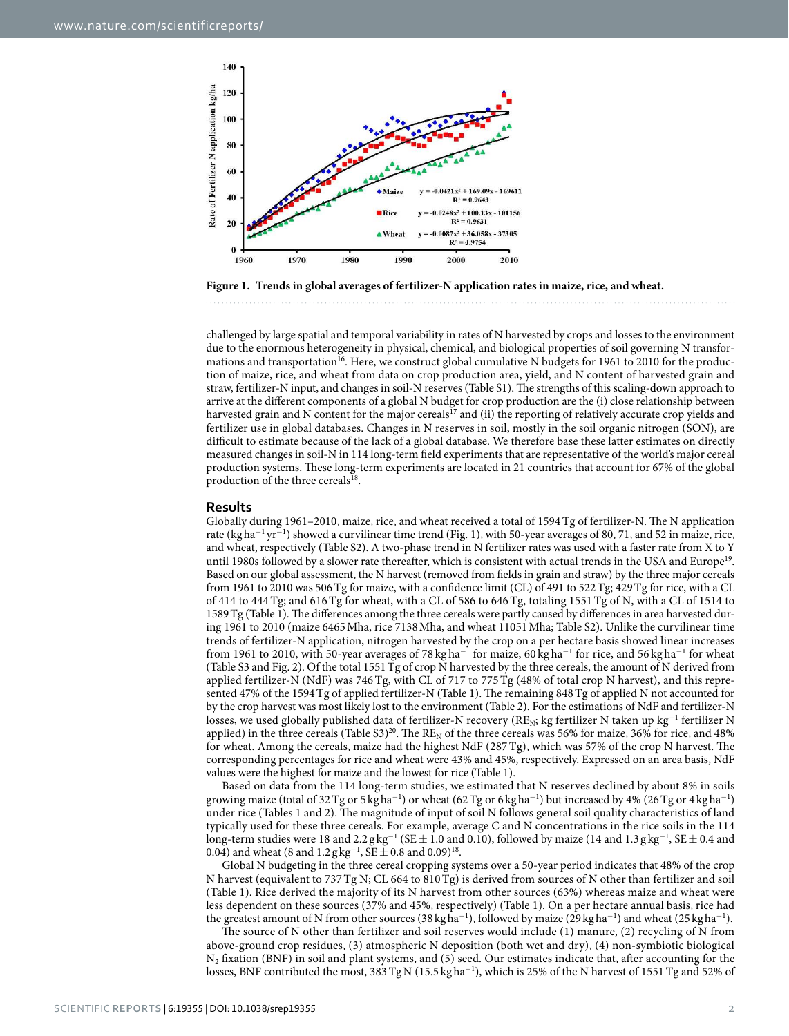**Figure 1. Trends in global averages of fertilizer-N application rates in maize, rice, and wheat.**

challenged by large spatial and temporal variability in rates of N harvested by crops and losses to the environment due to the enormous heterogeneity in physical, chemical, and biological properties of soil governing N transformations and transportation[16]. Here, we construct global cumulative N budgets for 1961 to 2010 for the production of maize, rice, and wheat from data on crop production area, yield, and N content of harvested grain and straw, fertilizer-N input, and changes in soil-N reserves (Table S1). The strengths of this scaling-down approach to arrive at the different components of a global N budget for crop production are the (i) close relationship between harvested grain and N content for the major cereals[17] and (ii) the reporting of relatively accurate crop yields and fertilizer use in global databases. Changes in N reserves in soil, mostly in the soil organic nitrogen (SON), are difficult to estimate because of the lack of a global database. We therefore base these latter estimates on directly measured changes in soil-N in 114 long-term field experiments that are representative of the world's major cereal production systems. These long-term experiments are located in 21 countries that account for 67% of the global production of the three cereals[18].

## Results

Globally during 1961–2010, maize, rice, and wheat received a total of 1594 Tg of fertilizer-N. The N application rate (kg ha$^{-1}$ yr$^{-1}$) showed a curvilinear time trend (Fig. 1), with 50-year averages of 80, 71, and 52 in maize, rice, and wheat, respectively (Table S2). A two-phase trend in N fertilizer rates was used with a faster rate from X to Y until 1980s followed by a slower rate thereafter, which is consistent with actual trends in the USA and Europe[19]. Based on our global assessment, the N harvest (removed from fields in grain and straw) by the three major cereals from 1961 to 2010 was 506 Tg for maize, with a confidence limit (CL) of 491 to 522 Tg; 429 Tg for rice, with a CL of 414 to 444 Tg; and 616 Tg for wheat, with a CL of 586 to 646 Tg, totaling 1551 Tg of N, with a CL of 1514 to 1589 Tg (Table 1). The differences among the three cereals were partly caused by differences in area harvested during 1961 to 2010 (maize 6465 Mha, rice 7138 Mha, and wheat 11051 Mha; Table S2). Unlike the curvilinear time trends of fertilizer-N application, nitrogen harvested by the crop on a per hectare basis showed linear increases from 1961 to 2010, with 50-year averages of 78 kg ha$^{-1}$ for maize, 60 kg ha$^{-1}$ for rice, and 56 kg ha$^{-1}$ for wheat (Table S3 and Fig. 2). Of the total 1551 Tg of crop N harvested by the three cereals, the amount of N derived from applied fertilizer-N (NdF) was 746 Tg, with CL of 717 to 775 Tg (48% of total crop N harvest), and this represented 47% of the 1594 Tg of applied fertilizer-N (Table 1). The remaining 848 Tg of applied N not accounted for by the crop harvest was most likely lost to the environment (Table 2). For the estimations of NdF and fertilizer-N losses, we used globally published data of fertilizer-N recovery ($RE_N$; kg fertilizer N taken up kg$^{-1}$ fertilizer N applied) in the three cereals (Table S3)[20]. The $RE_N$ of the three cereals was 56% for maize, 36% for rice, and 48% for wheat. Among the cereals, maize had the highest NdF (287 Tg), which was 57% of the crop N harvest. The corresponding percentages for rice and wheat were 43% and 45%, respectively. Expressed on an area basis, NdF values were the highest for maize and the lowest for rice (Table 1).

Based on data from the 114 long-term studies, we estimated that N reserves declined by about 8% in soils growing maize (total of 32 Tg or 5 kg ha$^{-1}$) or wheat (62 Tg or 6 kg ha$^{-1}$) but increased by 4% (26 Tg or 4 kg ha$^{-1}$) under rice (Tables 1 and 2). The magnitude of input of soil N follows general soil quality characteristics of land typically used for these three cereals. For example, average C and N concentrations in the rice soils in the 114 long-term studies were 18 and 2.2 g kg$^{-1}$ (SE ± 1.0 and 0.10), followed by maize (14 and 1.3 g kg$^{-1}$, SE ± 0.4 and 0.04) and wheat (8 and 1.2 g kg$^{-1}$, SE ± 0.8 and 0.09)[18].

Global N budgeting in the three cereal cropping systems over a 50-year period indicates that 48% of the crop N harvest (equivalent to 737 Tg N; CL 664 to 810 Tg) is derived from sources of N other than fertilizer and soil (Table 1). Rice derived the majority of its N harvest from other sources (63%) whereas maize and wheat were less dependent on these sources (37% and 45%, respectively) (Table 1). On a per hectare annual basis, rice had the greatest amount of N from other sources (38 kg ha$^{-1}$), followed by maize (29 kg ha$^{-1}$) and wheat (25 kg ha$^{-1}$).

The source of N other than fertilizer and soil reserves would include (1) manure, (2) recycling of N from above-ground crop residues, (3) atmospheric N deposition (both wet and dry), (4) non-symbiotic biological $N_2$ fixation (BNF) in soil and plant systems, and (5) seed. Our estimates indicate that, after accounting for the losses, BNF contributed the most, 383 Tg N (15.5 kg ha$^{-1}$), which is 25% of the N harvest of 1551 Tg and 52% of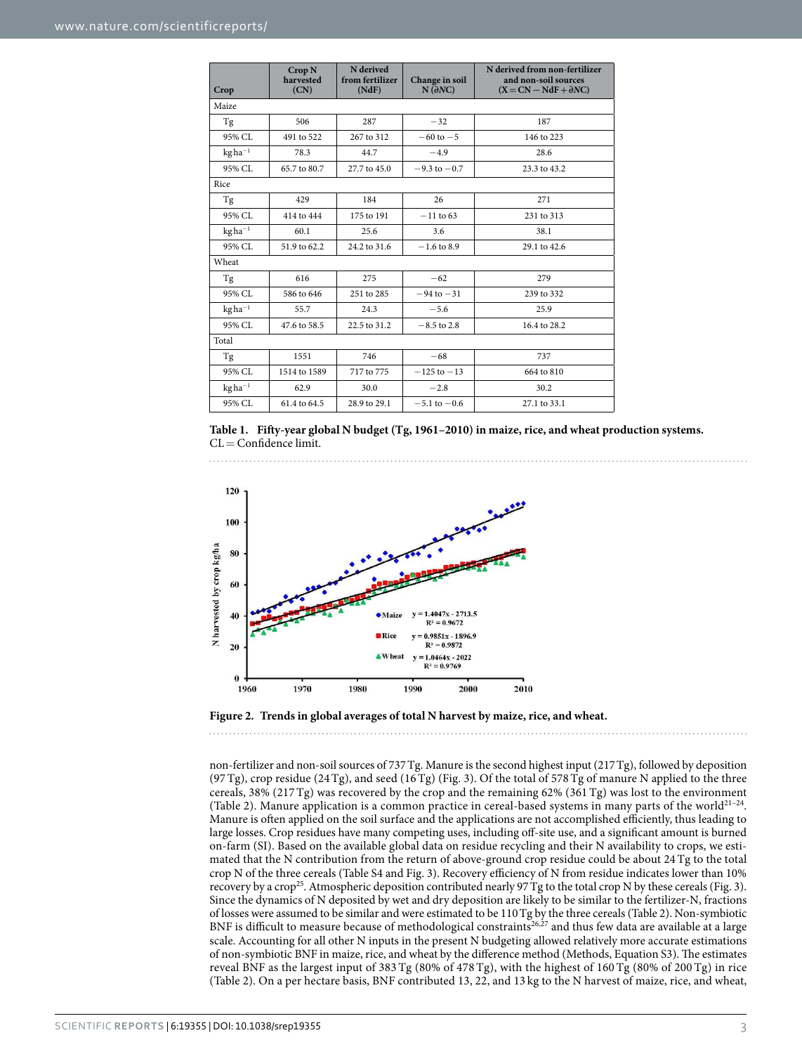| Crop | Crop N harvested (CN) | N derived from fertilizer (NdF) | Change in soil N ($\partial NC$) | N derived from non-fertilizer and non-soil sources ($X = CN - NdF + \partial NC$) |
|---|---|---|---|---|
| Maize | | | | |
| Tg | 506 | 287 | −32 | 187 |
| 95% CL | 491 to 522 | 267 to 312 | −60 to −5 | 146 to 223 |
| kg ha$^{-1}$ | 78.3 | 44.7 | −4.9 | 28.6 |
| 95% CL | 65.7 to 80.7 | 27.7 to 45.0 | −9.3 to −0.7 | 23.3 to 43.2 |
| Rice | | | | |
| Tg | 429 | 184 | 26 | 271 |
| 95% CL | 414 to 444 | 175 to 191 | −11 to 63 | 231 to 313 |
| kg ha$^{-1}$ | 60.1 | 25.6 | 3.6 | 38.1 |
| 95% CL | 51.9 to 62.2 | 24.2 to 31.6 | −1.6 to 8.9 | 29.1 to 42.6 |
| Wheat | | | | |
| Tg | 616 | 275 | −62 | 279 |
| 95% CL | 586 to 646 | 251 to 285 | −94 to −31 | 239 to 332 |
| kg ha$^{-1}$ | 55.7 | 24.3 | −5.6 | 25.9 |
| 95% CL | 47.6 to 58.5 | 22.5 to 31.2 | −8.5 to 2.8 | 16.4 to 28.2 |
| Total | | | | |
| Tg | 1551 | 746 | −68 | 737 |
| 95% CL | 1514 to 1589 | 717 to 775 | −125 to −13 | 664 to 810 |
| kg ha$^{-1}$ | 62.9 | 30.0 | −2.8 | 30.2 |
| 95% CL | 61.4 to 64.5 | 28.9 to 29.1 | −5.1 to −0.6 | 27.1 to 33.1 |

**Table 1. Fifty-year global N budget (Tg, 1961–2010) in maize, rice, and wheat production systems.** CL = Confidence limit.

**Figure 2. Trends in global averages of total N harvest by maize, rice, and wheat.**

non-fertilizer and non-soil sources of 737 Tg. Manure is the second highest input (217 Tg), followed by deposition (97 Tg), crop residue (24 Tg), and seed (16 Tg) (Fig. 3). Of the total of 578 Tg of manure N applied to the three cereals, 38% (217 Tg) was recovered by the crop and the remaining 62% (361 Tg) was lost to the environment (Table 2). Manure application is a common practice in cereal-based systems in many parts of the world[21–24]. Manure is often applied on the soil surface and the applications are not accomplished efficiently, thus leading to large losses. Crop residues have many competing uses, including off-site use, and a significant amount is burned on-farm (SI). Based on the available global data on residue recycling and their N availability to crops, we estimated that the N contribution from the return of above-ground crop residue could be about 24 Tg to the total crop N of the three cereals (Table S4 and Fig. 3). Recovery efficiency of N from residue indicates lower than 10% recovery by a crop[25]. Atmospheric deposition contributed nearly 97 Tg to the total crop N by these cereals (Fig. 3). Since the dynamics of N deposited by wet and dry deposition are likely to be similar to the fertilizer-N, fractions of losses were assumed to be similar and were estimated to be 110 Tg by the three cereals (Table 2). Non-symbiotic BNF is difficult to measure because of methodological constraints[26,27] and thus few data are available at a large scale. Accounting for all other N inputs in the present N budgeting allowed relatively more accurate estimations of non-symbiotic BNF in maize, rice, and wheat by the difference method (Methods, Equation S3). The estimates reveal BNF as the largest input of 383 Tg (80% of 478 Tg), with the highest of 160 Tg (80% of 200 Tg) in rice (Table 2). On a per hectare basis, BNF contributed 13, 22, and 13 kg to the N harvest of maize, rice, and wheat,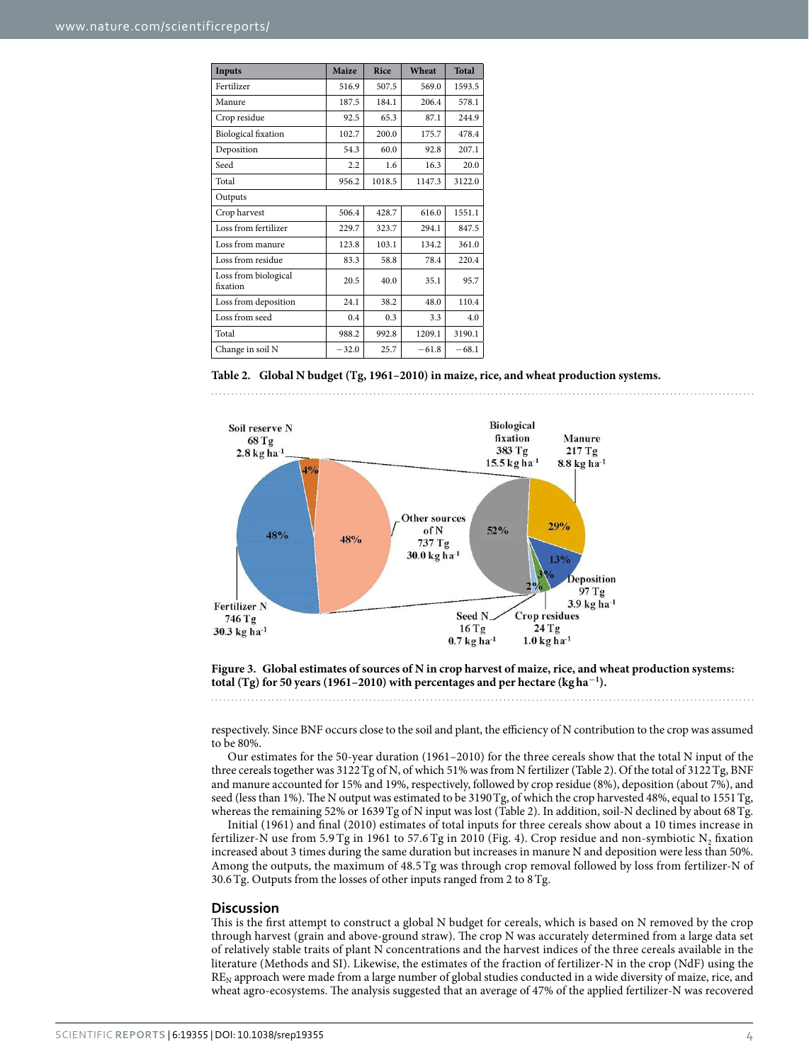| Inputs | Maize | Rice | Wheat | Total |
|---|---|---|---|---|
| Fertilizer | 516.9 | 507.5 | 569.0 | 1593.5 |
| Manure | 187.5 | 184.1 | 206.4 | 578.1 |
| Crop residue | 92.5 | 65.3 | 87.1 | 244.9 |
| Biological fixation | 102.7 | 200.0 | 175.7 | 478.4 |
| Deposition | 54.3 | 60.0 | 92.8 | 207.1 |
| Seed | 2.2 | 1.6 | 16.3 | 20.0 |
| Total | 956.2 | 1018.5 | 1147.3 | 3122.0 |
| Outputs | | | | |
| Crop harvest | 506.4 | 428.7 | 616.0 | 1551.1 |
| Loss from fertilizer | 229.7 | 323.7 | 294.1 | 847.5 |
| Loss from manure | 123.8 | 103.1 | 134.2 | 361.0 |
| Loss from residue | 83.3 | 58.8 | 78.4 | 220.4 |
| Loss from biological fixation | 20.5 | 40.0 | 35.1 | 95.7 |
| Loss from deposition | 24.1 | 38.2 | 48.0 | 110.4 |
| Loss from seed | 0.4 | 0.3 | 3.3 | 4.0 |
| Total | 988.2 | 992.8 | 1209.1 | 3190.1 |
| Change in soil N | −32.0 | 25.7 | −61.8 | −68.1 |

**Table 2. Global N budget (Tg, 1961–2010) in maize, rice, and wheat production systems.**

**Figure 3. Global estimates of sources of N in crop harvest of maize, rice, and wheat production systems: total (Tg) for 50 years (1961–2010) with percentages and per hectare (kg ha$^{-1}$).**

respectively. Since BNF occurs close to the soil and plant, the efficiency of N contribution to the crop was assumed to be 80%.

Our estimates for the 50-year duration (1961–2010) for the three cereals show that the total N input of the three cereals together was 3122 Tg of N, of which 51% was from N fertilizer (Table 2). Of the total of 3122 Tg, BNF and manure accounted for 15% and 19%, respectively, followed by crop residue (8%), deposition (about 7%), and seed (less than 1%). The N output was estimated to be 3190 Tg, of which the crop harvested 48%, equal to 1551 Tg, whereas the remaining 52% or 1639 Tg of N input was lost (Table 2). In addition, soil-N declined by about 68 Tg.

Initial (1961) and final (2010) estimates of total inputs for three cereals show about a 10 times increase in fertilizer-N use from 5.9 Tg in 1961 to 57.6 Tg in 2010 (Fig. 4). Crop residue and non-symbiotic $N_2$ fixation increased about 3 times during the same duration but increases in manure N and deposition were less than 50%. Among the outputs, the maximum of 48.5 Tg was through crop removal followed by loss from fertilizer-N of 30.6 Tg. Outputs from the losses of other inputs ranged from 2 to 8 Tg.

## Discussion

This is the first attempt to construct a global N budget for cereals, which is based on N removed by the crop through harvest (grain and above-ground straw). The crop N was accurately determined from a large data set of relatively stable traits of plant N concentrations and the harvest indices of the three cereals available in the literature (Methods and SI). Likewise, the estimates of the fraction of fertilizer-N in the crop (NdF) using the $RE_N$ approach were made from a large number of global studies conducted in a wide diversity of maize, rice, and wheat agro-ecosystems. The analysis suggested that an average of 47% of the applied fertilizer-N was recovered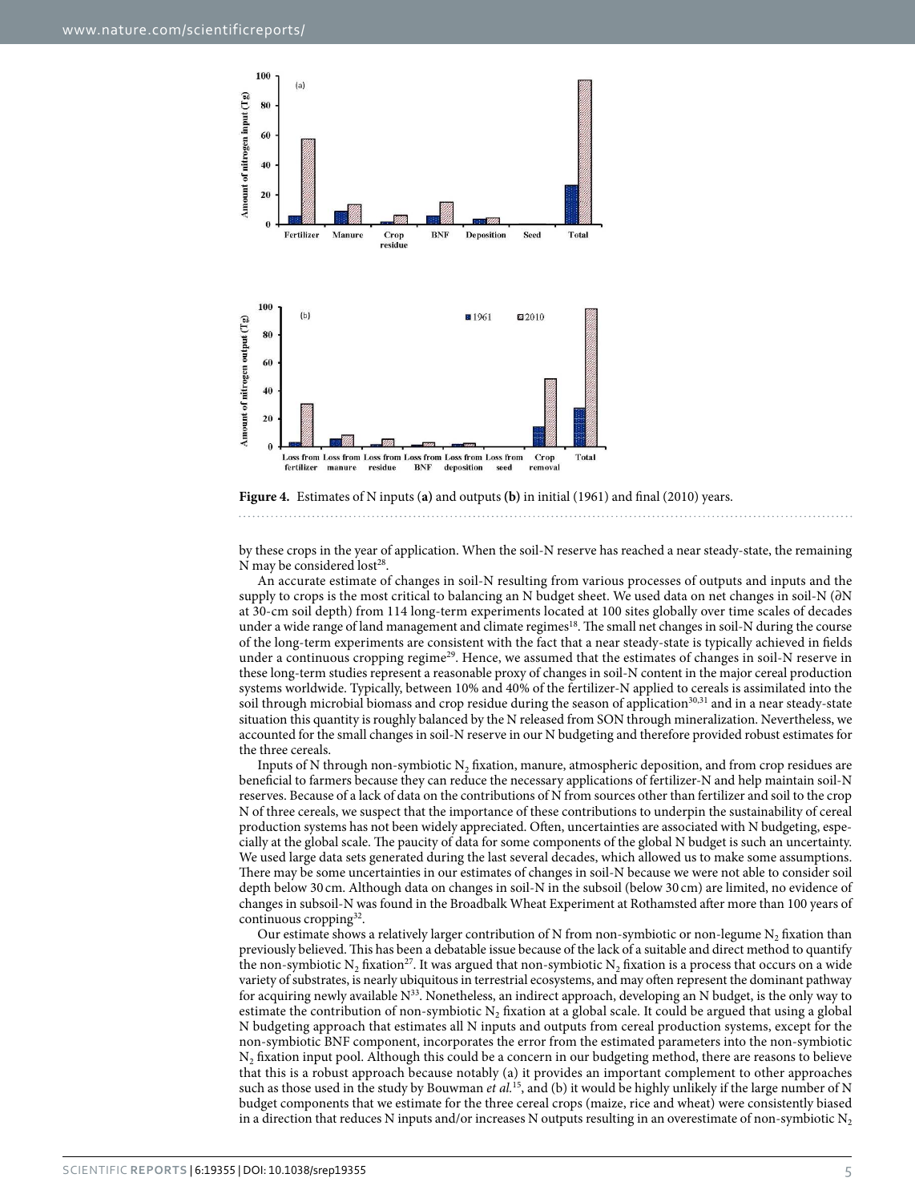Figure 4. Estimates of N inputs (a) and outputs (b) in initial (1961) and final (2010) years.

by these crops in the year of application. When the soil-N reserve has reached a near steady-state, the remaining N may be considered lost[28].

An accurate estimate of changes in soil-N resulting from various processes of outputs and inputs and the supply to crops is the most critical to balancing an N budget sheet. We used data on net changes in soil-N (∂N at 30-cm soil depth) from 114 long-term experiments located at 100 sites globally over time scales of decades under a wide range of land management and climate regimes[18]. The small net changes in soil-N during the course of the long-term experiments are consistent with the fact that a near steady-state is typically achieved in fields under a continuous cropping regime[29]. Hence, we assumed that the estimates of changes in soil-N reserve in these long-term studies represent a reasonable proxy of changes in soil-N content in the major cereal production systems worldwide. Typically, between 10% and 40% of the fertilizer-N applied to cereals is assimilated into the soil through microbial biomass and crop residue during the season of application[30,31] and in a near steady-state situation this quantity is roughly balanced by the N released from SON through mineralization. Nevertheless, we accounted for the small changes in soil-N reserve in our N budgeting and therefore provided robust estimates for the three cereals.

Inputs of N through non-symbiotic $N_2$ fixation, manure, atmospheric deposition, and from crop residues are beneficial to farmers because they can reduce the necessary applications of fertilizer-N and help maintain soil-N reserves. Because of a lack of data on the contributions of N from sources other than fertilizer and soil to the crop N of three cereals, we suspect that the importance of these contributions to underpin the sustainability of cereal production systems has not been widely appreciated. Often, uncertainties are associated with N budgeting, especially at the global scale. The paucity of data for some components of the global N budget is such an uncertainty. We used large data sets generated during the last several decades, which allowed us to make some assumptions. There may be some uncertainties in our estimates of changes in soil-N because we were not able to consider soil depth below 30 cm. Although data on changes in soil-N in the subsoil (below 30 cm) are limited, no evidence of changes in subsoil-N was found in the Broadbalk Wheat Experiment at Rothamsted after more than 100 years of continuous cropping[32].

Our estimate shows a relatively larger contribution of N from non-symbiotic or non-legume $N_2$ fixation than previously believed. This has been a debatable issue because of the lack of a suitable and direct method to quantify the non-symbiotic $N_2$ fixation[27]. It was argued that non-symbiotic $N_2$ fixation is a process that occurs on a wide variety of substrates, is nearly ubiquitous in terrestrial ecosystems, and may often represent the dominant pathway for acquiring newly available N[33]. Nonetheless, an indirect approach, developing an N budget, is the only way to estimate the contribution of non-symbiotic $N_2$ fixation at a global scale. It could be argued that using a global N budgeting approach that estimates all N inputs and outputs from cereal production systems, except for the non-symbiotic BNF component, incorporates the error from the estimated parameters into the non-symbiotic $N_2$ fixation input pool. Although this could be a concern in our budgeting method, there are reasons to believe that this is a robust approach because notably (a) it provides an important complement to other approaches such as those used in the study by Bouwman *et al.*[15], and (b) it would be highly unlikely if the large number of N budget components that we estimate for the three cereal crops (maize, rice and wheat) were consistently biased in a direction that reduces N inputs and/or increases N outputs resulting in an overestimate of non-symbiotic $N_2$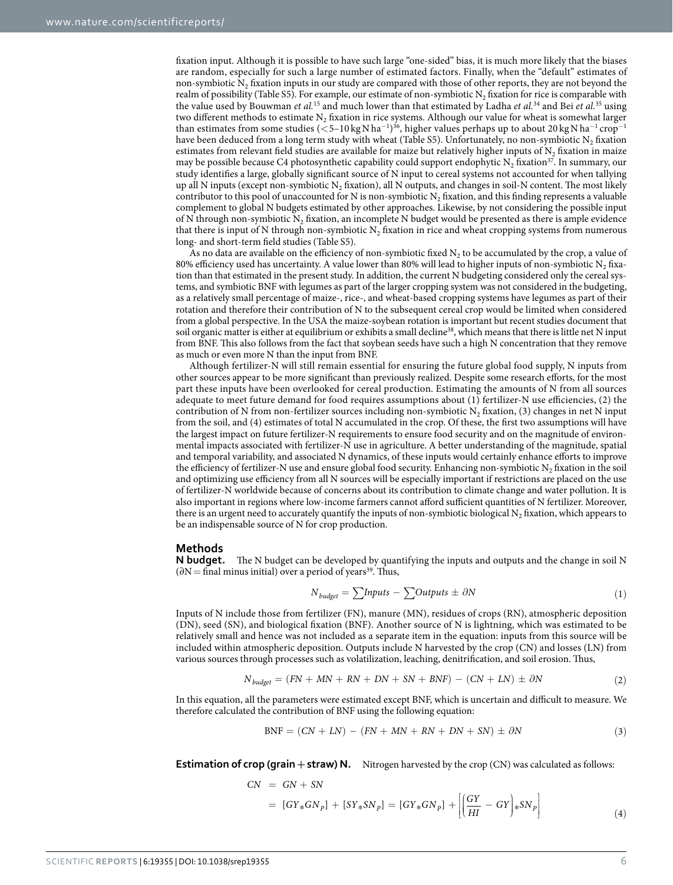fixation input. Although it is possible to have such large "one-sided" bias, it is much more likely that the biases are random, especially for such a large number of estimated factors. Finally, when the "default" estimates of non-symbiotic $N_2$ fixation inputs in our study are compared with those of other reports, they are not beyond the realm of possibility (Table S5). For example, our estimate of non-symbiotic $N_2$ fixation for rice is comparable with the value used by Bouwman *et al.*[15] and much lower than that estimated by Ladha *et al.*[34] and Bei *et al.*[35] using two different methods to estimate $N_2$ fixation in rice systems. Although our value for wheat is somewhat larger than estimates from some studies (<5–10 kg N ha$^{-1}$)[36], higher values perhaps up to about 20 kg N ha$^{-1}$ crop$^{-1}$ have been deduced from a long term study with wheat (Table S5). Unfortunately, no non-symbiotic $N_2$ fixation estimates from relevant field studies are available for maize but relatively higher inputs of $N_2$ fixation in maize may be possible because C4 photosynthetic capability could support endophytic $N_2$ fixation[37]. In summary, our study identifies a large, globally significant source of N input to cereal systems not accounted for when tallying up all N inputs (except non-symbiotic $N_2$ fixation), all N outputs, and changes in soil-N content. The most likely contributor to this pool of unaccounted for N is non-symbiotic $N_2$ fixation, and this finding represents a valuable complement to global N budgets estimated by other approaches. Likewise, by not considering the possible input of N through non-symbiotic $N_2$ fixation, an incomplete N budget would be presented as there is ample evidence that there is input of N through non-symbiotic $N_2$ fixation in rice and wheat cropping systems from numerous long- and short-term field studies (Table S5).

As no data are available on the efficiency of non-symbiotic fixed $N_2$ to be accumulated by the crop, a value of 80% efficiency used has uncertainty. A value lower than 80% will lead to higher inputs of non-symbiotic $N_2$ fixation than that estimated in the present study. In addition, the current N budgeting considered only the cereal systems, and symbiotic BNF with legumes as part of the larger cropping system was not considered in the budgeting, as a relatively small percentage of maize-, rice-, and wheat-based cropping systems have legumes as part of their rotation and therefore their contribution of N to the subsequent cereal crop would be limited when considered from a global perspective. In the USA the maize-soybean rotation is important but recent studies document that soil organic matter is either at equilibrium or exhibits a small decline[38], which means that there is little net N input from BNF. This also follows from the fact that soybean seeds have such a high N concentration that they remove as much or even more N than the input from BNF.

Although fertilizer-N will still remain essential for ensuring the future global food supply, N inputs from other sources appear to be more significant than previously realized. Despite some research efforts, for the most part these inputs have been overlooked for cereal production. Estimating the amounts of N from all sources adequate to meet future demand for food requires assumptions about (1) fertilizer-N use efficiencies, (2) the contribution of N from non-fertilizer sources including non-symbiotic $N_2$ fixation, (3) changes in net N input from the soil, and (4) estimates of total N accumulated in the crop. Of these, the first two assumptions will have the largest impact on future fertilizer-N requirements to ensure food security and on the magnitude of environmental impacts associated with fertilizer-N use in agriculture. A better understanding of the magnitude, spatial and temporal variability, and associated N dynamics, of these inputs would certainly enhance efforts to improve the efficiency of fertilizer-N use and ensure global food security. Enhancing non-symbiotic $N_2$ fixation in the soil and optimizing use efficiency from all N sources will be especially important if restrictions are placed on the use of fertilizer-N worldwide because of concerns about its contribution to climate change and water pollution. It is also important in regions where low-income farmers cannot afford sufficient quantities of N fertilizer. Moreover, there is an urgent need to accurately quantify the inputs of non-symbiotic biological $N_2$ fixation, which appears to be an indispensable source of N for crop production.

## Methods

**N budget.** The N budget can be developed by quantifying the inputs and outputs and the change in soil N ($\partial$N = final minus initial) over a period of years[39]. Thus,

$$N_{budget} = \sum Inputs - \sum Outputs \pm \partial N \tag{1}$$

Inputs of N include those from fertilizer (FN), manure (MN), residues of crops (RN), atmospheric deposition (DN), seed (SN), and biological fixation (BNF). Another source of N is lightning, which was estimated to be relatively small and hence was not included as a separate item in the equation: inputs from this source will be included within atmospheric deposition. Outputs include N harvested by the crop (CN) and losses (LN) from various sources through processes such as volatilization, leaching, denitrification, and soil erosion. Thus,

$$N_{budget} = (FN + MN + RN + DN + SN + BNF) - (CN + LN) \pm \partial N \tag{2}$$

In this equation, all the parameters were estimated except BNF, which is uncertain and difficult to measure. We therefore calculated the contribution of BNF using the following equation:

$$\text{BNF} = (CN + LN) - (FN + MN + RN + DN + SN) \pm \partial N \tag{3}$$

**Estimation of crop (grain + straw) N.** Nitrogen harvested by the crop (CN) was calculated as follows:

$$\begin{aligned} CN &= GN + SN \\ &= [GY_{*}GN_{P}] + [SY_{*}SN_{P}] = [GY_{*}GN_{P}] + \left[\left(\frac{GY}{HI} - GY\right)_{*}SN_{P}\right] \end{aligned} \tag{4}$$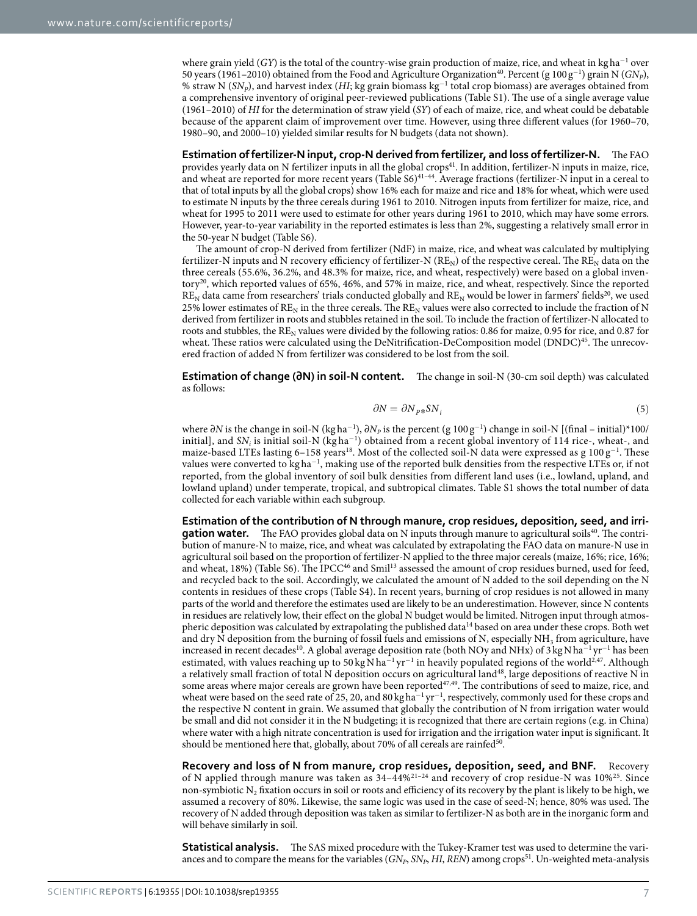where grain yield (*GY*) is the total of the country-wise grain production of maize, rice, and wheat in kg ha$^{-1}$ over 50 years (1961–2010) obtained from the Food and Agriculture Organization[40]. Percent (g 100 g$^{-1}$) grain N ($GN_P$), % straw N ($SN_P$), and harvest index (*HI*; kg grain biomass kg$^{-1}$ total crop biomass) are averages obtained from a comprehensive inventory of original peer-reviewed publications (Table S1). The use of a single average value (1961–2010) of *HI* for the determination of straw yield (*SY*) of each of maize, rice, and wheat could be debatable because of the apparent claim of improvement over time. However, using three different values (for 1960–70, 1980–90, and 2000–10) yielded similar results for N budgets (data not shown).

**Estimation of fertilizer-N input, crop-N derived from fertilizer, and loss of fertilizer-N.** The FAO provides yearly data on N fertilizer inputs in all the global crops[41]. In addition, fertilizer-N inputs in maize, rice, and wheat are reported for more recent years (Table S6)[41–44]. Average fractions (fertilizer-N input in a cereal to that of total inputs by all the global crops) show 16% each for maize and rice and 18% for wheat, which were used to estimate N inputs by the three cereals during 1961 to 2010. Nitrogen inputs from fertilizer for maize, rice, and wheat for 1995 to 2011 were used to estimate for other years during 1961 to 2010, which may have some errors. However, year-to-year variability in the reported estimates is less than 2%, suggesting a relatively small error in the 50-year N budget (Table S6).

The amount of crop-N derived from fertilizer (NdF) in maize, rice, and wheat was calculated by multiplying fertilizer-N inputs and N recovery efficiency of fertilizer-N ($RE_N$) of the respective cereal. The $RE_N$ data on the three cereals (55.6%, 36.2%, and 48.3% for maize, rice, and wheat, respectively) were based on a global inventory[20], which reported values of 65%, 46%, and 57% in maize, rice, and wheat, respectively. Since the reported $RE_N$ data came from researchers' trials conducted globally and $RE_N$ would be lower in farmers' fields[20], we used 25% lower estimates of $RE_N$ in the three cereals. The $RE_N$ values were also corrected to include the fraction of N derived from fertilizer in roots and stubbles retained in the soil. To include the fraction of fertilizer-N allocated to roots and stubbles, the $RE_N$ values were divided by the following ratios: 0.86 for maize, 0.95 for rice, and 0.87 for wheat. These ratios were calculated using the DeNitrification-DeComposition model (DNDC)[45]. The unrecovered fraction of added N from fertilizer was considered to be lost from the soil.

**Estimation of change (∂N) in soil-N content.** The change in soil-N (30-cm soil depth) was calculated as follows:

$$\partial N = \partial N_{P*} SN_i \tag{5}$$

where $\partial N$ is the change in soil-N (kg ha$^{-1}$), $\partial N_P$ is the percent (g 100 g$^{-1}$) change in soil-N [(final – initial)*100/initial], and $SN_i$ is initial soil-N (kg ha$^{-1}$) obtained from a recent global inventory of 114 rice-, wheat-, and maize-based LTEs lasting 6–158 years[18]. Most of the collected soil-N data were expressed as g 100 g$^{-1}$. These values were converted to kg ha$^{-1}$, making use of the reported bulk densities from the respective LTEs or, if not reported, from the global inventory of soil bulk densities from different land uses (i.e., lowland, upland, and lowland upland) under temperate, tropical, and subtropical climates. Table S1 shows the total number of data collected for each variable within each subgroup.

**Estimation of the contribution of N through manure, crop residues, deposition, seed, and irrigation water.** The FAO provides global data on N inputs through manure to agricultural soils[40]. The contribution of manure-N to maize, rice, and wheat was calculated by extrapolating the FAO data on manure-N use in agricultural soil based on the proportion of fertilizer-N applied to the three major cereals (maize, 16%; rice, 16%; and wheat, 18%) (Table S6). The IPCC[46] and Smil[13] assessed the amount of crop residues burned, used for feed, and recycled back to the soil. Accordingly, we calculated the amount of N added to the soil depending on the N contents in residues of these crops (Table S4). In recent years, burning of crop residues is not allowed in many parts of the world and therefore the estimates used are likely to be an underestimation. However, since N contents in residues are relatively low, their effect on the global N budget would be limited. Nitrogen input through atmospheric deposition was calculated by extrapolating the published data[14] based on area under these crops. Both wet and dry N deposition from the burning of fossil fuels and emissions of N, especially $NH_3$ from agriculture, have increased in recent decades[10]. A global average deposition rate (both NOy and NHx) of 3 kg N ha$^{-1}$ yr$^{-1}$ has been estimated, with values reaching up to 50 kg N ha$^{-1}$ yr$^{-1}$ in heavily populated regions of the world[2,47]. Although a relatively small fraction of total N deposition occurs on agricultural land[48], large depositions of reactive N in some areas where major cereals are grown have been reported[47,49]. The contributions of seed to maize, rice, and wheat were based on the seed rate of 25, 20, and 80 kg ha$^{-1}$ yr$^{-1}$, respectively, commonly used for these crops and the respective N content in grain. We assumed that globally the contribution of N from irrigation water would be small and did not consider it in the N budgeting; it is recognized that there are certain regions (e.g. in China) where water with a high nitrate concentration is used for irrigation and the irrigation water input is significant. It should be mentioned here that, globally, about 70% of all cereals are rainfed[50].

**Recovery and loss of N from manure, crop residues, deposition, seed, and BNF.** Recovery of N applied through manure was taken as 34–44%[21–24] and recovery of crop residue-N was 10%[25]. Since non-symbiotic $N_2$ fixation occurs in soil or roots and efficiency of its recovery by the plant is likely to be high, we assumed a recovery of 80%. Likewise, the same logic was used in the case of seed-N; hence, 80% was used. The recovery of N added through deposition was taken as similar to fertilizer-N as both are in the inorganic form and will behave similarly in soil.

**Statistical analysis.** The SAS mixed procedure with the Tukey-Kramer test was used to determine the variances and to compare the means for the variables ($GN_P$, $SN_P$, *HI*, *REN*) among crops[51]. Un-weighted meta-analysis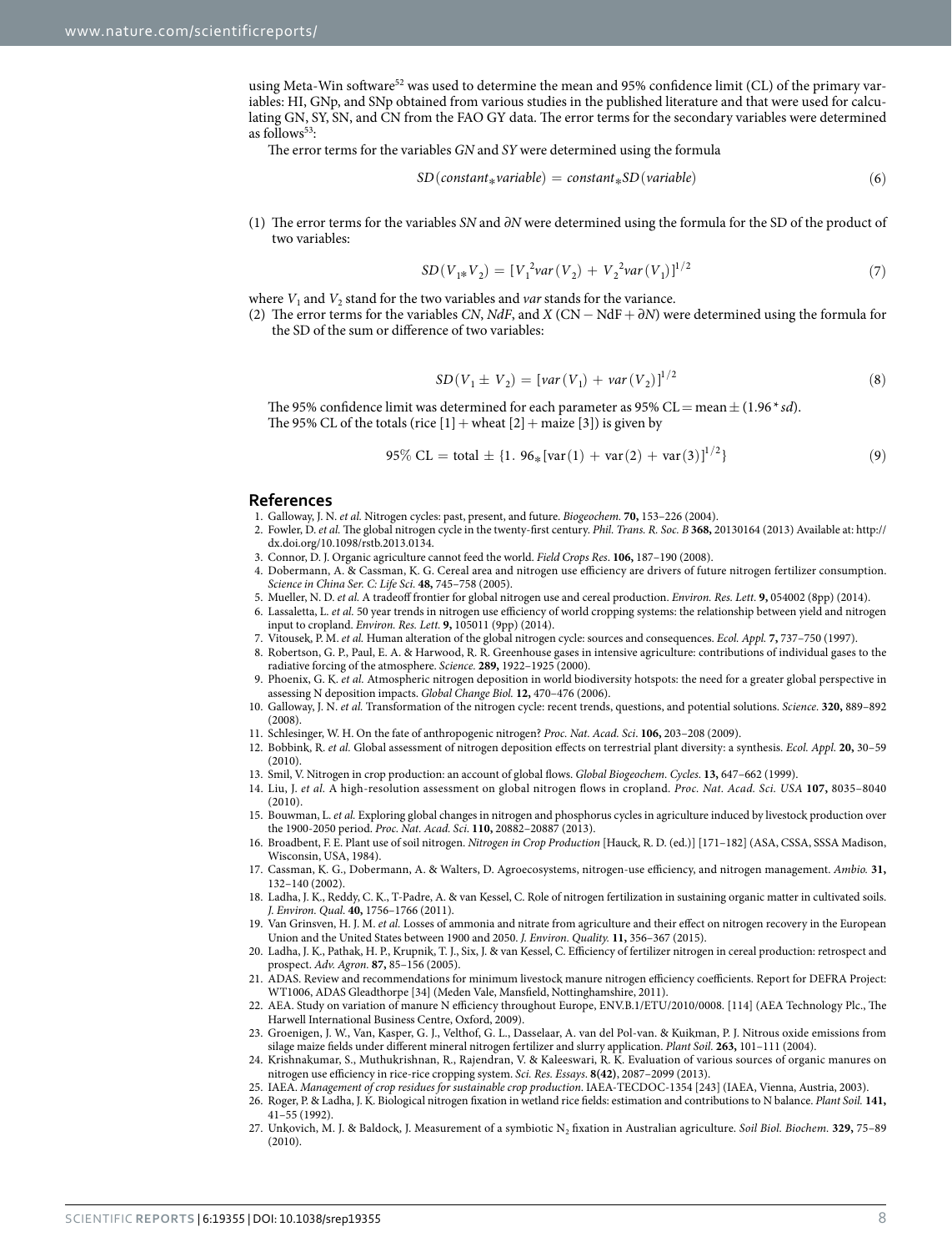using Meta-Win software[52] was used to determine the mean and 95% confidence limit (CL) of the primary variables: HI, GNp, and SNp obtained from various studies in the published literature and that were used for calculating GN, SY, SN, and CN from the FAO GY data. The error terms for the secondary variables were determined as follows[53]:

The error terms for the variables *GN* and *SY* were determined using the formula

$$SD(constant_* variable) = constant_* SD(variable) \tag{6}$$

(1) The error terms for the variables *SN* and $\partial N$ were determined using the formula for the SD of the product of two variables:

$$SD(V_{1*}V_2) = [V_1^2 var(V_2) + V_2^2 var(V_1)]^{1/2} \tag{7}$$

where $V_1$ and $V_2$ stand for the two variables and *var* stands for the variance.

(2) The error terms for the variables *CN*, *NdF*, and *X* (CN − NdF + $\partial N$) were determined using the formula for the SD of the sum or difference of two variables:

$$SD(V_1 \pm V_2) = [var(V_1) + var(V_2)]^{1/2} \tag{8}$$

The 95% confidence limit was determined for each parameter as 95% CL = mean ± (1.96 * *sd*).
The 95% CL of the totals (rice [1] + wheat [2] + maize [3]) is given by

$$95\%\ \mathrm{CL} = \mathrm{total} \pm \{1.\ 96_* [\mathrm{var}(1) + \mathrm{var}(2) + \mathrm{var}(3)]^{1/2}\} \tag{9}$$

## References

1. Galloway, J. N. *et al.* Nitrogen cycles: past, present, and future. *Biogeochem.* **70,** 153–226 (2004).
2. Fowler, D. *et al.* The global nitrogen cycle in the twenty-first century. *Phil. Trans. R. Soc. B* **368,** 20130164 (2013) Available at: http://dx.doi.org/10.1098/rstb.2013.0134.
3. Connor, D. J. Organic agriculture cannot feed the world. *Field Crops Res*. **106,** 187–190 (2008).
4. Dobermann, A. & Cassman, K. G. Cereal area and nitrogen use efficiency are drivers of future nitrogen fertilizer consumption. *Science in China Ser. C: Life Sci*. **48,** 745–758 (2005).
5. Mueller, N. D. *et al.* A tradeoff frontier for global nitrogen use and cereal production. *Environ. Res. Lett*. **9,** 054002 (8pp) (2014).
6. Lassaletta, L. *et al.* 50 year trends in nitrogen use efficiency of world cropping systems: the relationship between yield and nitrogen input to cropland. *Environ. Res. Lett*. **9,** 105011 (9pp) (2014).
7. Vitousek, P. M. *et al.* Human alteration of the global nitrogen cycle: sources and consequences. *Ecol. Appl.* **7,** 737–750 (1997).
8. Robertson, G. P., Paul, E. A. & Harwood, R. R. Greenhouse gases in intensive agriculture: contributions of individual gases to the radiative forcing of the atmosphere. *Science.* **289,** 1922–1925 (2000).
9. Phoenix, G. K. *et al.* Atmospheric nitrogen deposition in world biodiversity hotspots: the need for a greater global perspective in assessing N deposition impacts. *Global Change Biol.* **12,** 470–476 (2006).
10. Galloway, J. N. *et al.* Transformation of the nitrogen cycle: recent trends, questions, and potential solutions. *Science*. **320,** 889–892 (2008).
11. Schlesinger, W. H. On the fate of anthropogenic nitrogen? *Proc. Nat. Acad. Sci*. **106,** 203–208 (2009).
12. Bobbink, R. *et al.* Global assessment of nitrogen deposition effects on terrestrial plant diversity: a synthesis. *Ecol. Appl.* **20,** 30–59 (2010).
13. Smil, V. Nitrogen in crop production: an account of global flows. *Global Biogeochem. Cycles*. **13,** 647–662 (1999).
14. Liu, J. *et al.* A high-resolution assessment on global nitrogen flows in cropland. *Proc. Nat. Acad. Sci. USA* **107,** 8035–8040 (2010).
15. Bouwman, L. *et al.* Exploring global changes in nitrogen and phosphorus cycles in agriculture induced by livestock production over the 1900-2050 period. *Proc. Nat. Acad. Sci*. **110,** 20882–20887 (2013).
16. Broadbent, F. E. Plant use of soil nitrogen. *Nitrogen in Crop Production* [Hauck, R. D. (ed.)] [171–182] (ASA, CSSA, SSSA Madison, Wisconsin, USA, 1984).
17. Cassman, K. G., Dobermann, A. & Walters, D. Agroecosystems, nitrogen-use efficiency, and nitrogen management. *Ambio.* **31,** 132–140 (2002).
18. Ladha, J. K., Reddy, C. K., T-Padre, A. & van Kessel, C. Role of nitrogen fertilization in sustaining organic matter in cultivated soils. *J. Environ. Qual.* **40,** 1756–1766 (2011).
19. Van Grinsven, H. J. M. *et al.* Losses of ammonia and nitrate from agriculture and their effect on nitrogen recovery in the European Union and the United States between 1900 and 2050. *J. Environ. Quality.* **11,** 356–367 (2015).
20. Ladha, J. K., Pathak, H. P., Krupnik, T. J., Six, J. & van Kessel, C. Efficiency of fertilizer nitrogen in cereal production: retrospect and prospect. *Adv. Agron.* **87,** 85–156 (2005).
21. ADAS. Review and recommendations for minimum livestock manure nitrogen efficiency coefficients. Report for DEFRA Project: WT1006, ADAS Gleadthorpe [34] (Meden Vale, Mansfield, Nottinghamshire, 2011).
22. AEA. Study on variation of manure N efficiency throughout Europe, ENV.B.1/ETU/2010/0008. [114] (AEA Technology Plc., The Harwell International Business Centre, Oxford, 2009).
23. Groenigen, J. W., Van, Kasper, G. J., Velthof, G. L., Dasselaar, A. van del Pol-van. & Kuikman, P. J. Nitrous oxide emissions from silage maize fields under different mineral nitrogen fertilizer and slurry application. *Plant Soil*. **263,** 101–111 (2004).
24. Krishnakumar, S., Muthukrishnan, R., Rajendran, V. & Kaleeswari, R. K. Evaluation of various sources of organic manures on nitrogen use efficiency in rice-rice cropping system. *Sci. Res. Essays*. **8(42)**, 2087–2099 (2013).
25. IAEA. *Management of crop residues for sustainable crop production.* IAEA-TECDOC-1354 [243] (IAEA, Vienna, Austria, 2003).
26. Roger, P. & Ladha, J. K. Biological nitrogen fixation in wetland rice fields: estimation and contributions to N balance. *Plant Soil.* **141,** 41–55 (1992).
27. Unkovich, M. J. & Baldock, J. Measurement of a symbiotic $N_2$ fixation in Australian agriculture. *Soil Biol. Biochem.* **329,** 75–89 (2010).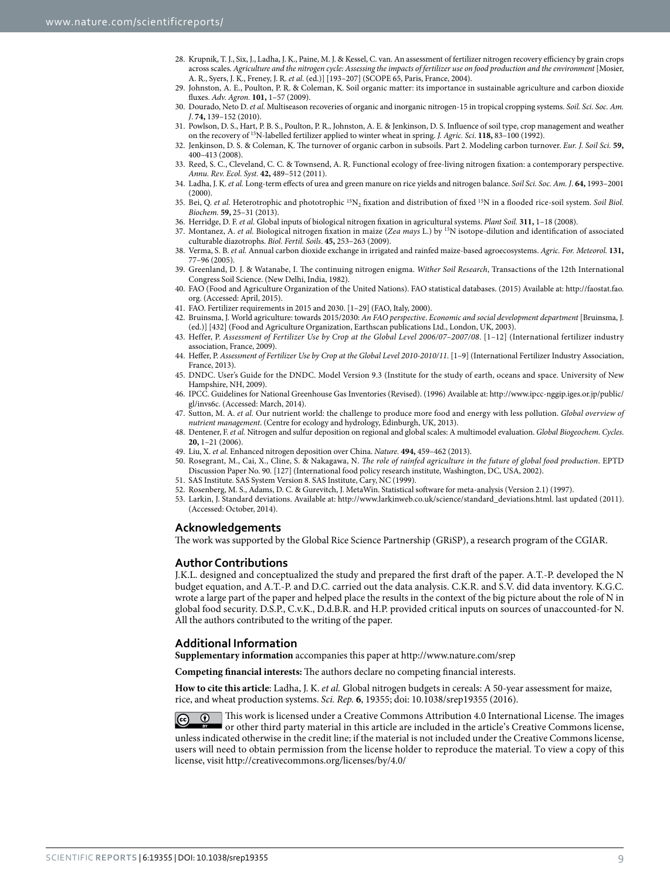28. Krupnik, T. J., Six, J., Ladha, J. K., Paine, M. J. & Kessel, C. van. An assessment of fertilizer nitrogen recovery efficiency by grain crops across scales. *Agriculture and the nitrogen cycle: Assessing the impacts of fertilizer use on food production and the environment* [Mosier, A. R., Syers, J. K., Freney, J. R. *et al.* (ed.)] [193–207] (SCOPE 65, Paris, France, 2004).
29. Johnston, A. E., Poulton, P. R. & Coleman, K. Soil organic matter: its importance in sustainable agriculture and carbon dioxide fluxes. *Adv. Agron.* **101,** 1–57 (2009).
30. Dourado, Neto D. *et al.* Multiseason recoveries of organic and inorganic nitrogen-15 in tropical cropping systems. *Soil. Sci. Soc. Am. J.* **74,** 139–152 (2010).
31. Powlson, D. S., Hart, P. B. S., Poulton, P. R., Johnston, A. E. & Jenkinson, D. S. Influence of soil type, crop management and weather on the recovery of $^{15}$N-labelled fertilizer applied to winter wheat in spring. *J. Agric. Sci*. **118,** 83–100 (1992).
32. Jenkinson, D. S. & Coleman, K. The turnover of organic carbon in subsoils. Part 2. Modeling carbon turnover. *Eur. J. Soil Sci.* **59,** 400–413 (2008).
33. Reed, S. C., Cleveland, C. C. & Townsend, A. R. Functional ecology of free-living nitrogen fixation: a contemporary perspective. *Annu. Rev. Ecol. Syst.* **42,** 489–512 (2011).
34. Ladha, J. K. *et al.* Long-term effects of urea and green manure on rice yields and nitrogen balance. *Soil Sci. Soc. Am. J*. **64,** 1993–2001 (2000).
35. Bei, Q. *et al.* Heterotrophic and phototrophic $^{15}N_2$ fixation and distribution of fixed $^{15}$N in a flooded rice-soil system. *Soil Biol. Biochem.* **59,** 25–31 (2013).
36. Herridge, D. F. *et al.* Global inputs of biological nitrogen fixation in agricultural systems. *Plant Soil.* **311,** 1–18 (2008).
37. Montanez, A. *et al.* Biological nitrogen fixation in maize (*Zea mays* L.) by $^{15}$N isotope-dilution and identification of associated culturable diazotrophs. *Biol. Fertil. Soils*. **45,** 253–263 (2009).
38. Verma, S. B. *et al.* Annual carbon dioxide exchange in irrigated and rainfed maize-based agroecosystems. *Agric. For. Meteorol.* **131,** 77–96 (2005).
39. Greenland, D. J. & Watanabe, I. The continuing nitrogen enigma. *Wither Soil Research*, Transactions of the 12th International Congress Soil Science. (New Delhi, India, 1982).
40. FAO (Food and Agriculture Organization of the United Nations). FAO statistical databases. (2015) Available at: http://faostat.fao.org. (Accessed: April, 2015).
41. FAO. Fertilizer requirements in 2015 and 2030. [1–29] (FAO, Italy, 2000).
42. Bruinsma, J. World agriculture: towards 2015/2030: *An FAO perspective. Economic and social development department* [Bruinsma, J. (ed.)] [432] (Food and Agriculture Organization, Earthscan publications Ltd., London, UK, 2003).
43. Heffer, P. *Assessment of Fertilizer Use by Crop at the Global Level 2006/07–2007/08*. [1–12] (International fertilizer industry association, France, 2009).
44. Heffer, P. *Assessment of Fertilizer Use by Crop at the Global Level 2010-2010/11*. [1–9] (International Fertilizer Industry Association, France, 2013).
45. DNDC. User's Guide for the DNDC. Model Version 9.3 (Institute for the study of earth, oceans and space. University of New Hampshire, NH, 2009).
46. IPCC. Guidelines for National Greenhouse Gas Inventories (Revised). (1996) Available at: http://www.ipcc-nggip.iges.or.jp/public/gl/invs6c. (Accessed: March, 2014).
47. Sutton, M. A. *et al.* Our nutrient world: the challenge to produce more food and energy with less pollution. *Global overview of nutrient management*. (Centre for ecology and hydrology, Edinburgh, UK, 2013).
48. Dentener, F. *et al.* Nitrogen and sulfur deposition on regional and global scales: A multimodel evaluation. *Global Biogeochem. Cycles*. **20,** 1–21 (2006).
49. Liu, X. *et al.* Enhanced nitrogen deposition over China. *Nature.* **494,** 459–462 (2013).
50. Rosegrant, M., Cai, X., Cline, S. & Nakagawa, N. *The role of rainfed agriculture in the future of global food production*. EPTD Discussion Paper No. 90. [127] (International food policy research institute, Washington, DC, USA, 2002).
51. SAS Institute. SAS System Version 8. SAS Institute, Cary, NC (1999).
52. Rosenberg, M. S., Adams, D. C. & Gurevitch, J. MetaWin. Statistical software for meta-analysis (Version 2.1) (1997).
53. Larkin, J. Standard deviations. Available at: http://www.larkinweb.co.uk/science/standard_deviations.html. last updated (2011). (Accessed: October, 2014).

## Acknowledgements

The work was supported by the Global Rice Science Partnership (GRiSP), a research program of the CGIAR.

## Author Contributions

J.K.L. designed and conceptualized the study and prepared the first draft of the paper. A.T.-P. developed the N budget equation, and A.T.-P. and D.C. carried out the data analysis. C.K.R. and S.V. did data inventory. K.G.C. wrote a large part of the paper and helped place the results in the context of the big picture about the role of N in global food security. D.S.P., C.v.K., D.d.B.R. and H.P. provided critical inputs on sources of unaccounted-for N. All the authors contributed to the writing of the paper.

## Additional Information

**Supplementary information** accompanies this paper at http://www.nature.com/srep

**Competing financial interests:** The authors declare no competing financial interests.

**How to cite this article**: Ladha, J. K. *et al.* Global nitrogen budgets in cereals: A 50-year assessment for maize, rice, and wheat production systems. *Sci. Rep.* **6**, 19355; doi: 10.1038/srep19355 (2016).

This work is licensed under a Creative Commons Attribution 4.0 International License. The images or other third party material in this article are included in the article's Creative Commons license, unless indicated otherwise in the credit line; if the material is not included under the Creative Commons license, users will need to obtain permission from the license holder to reproduce the material. To view a copy of this license, visit http://creativecommons.org/licenses/by/4.0/